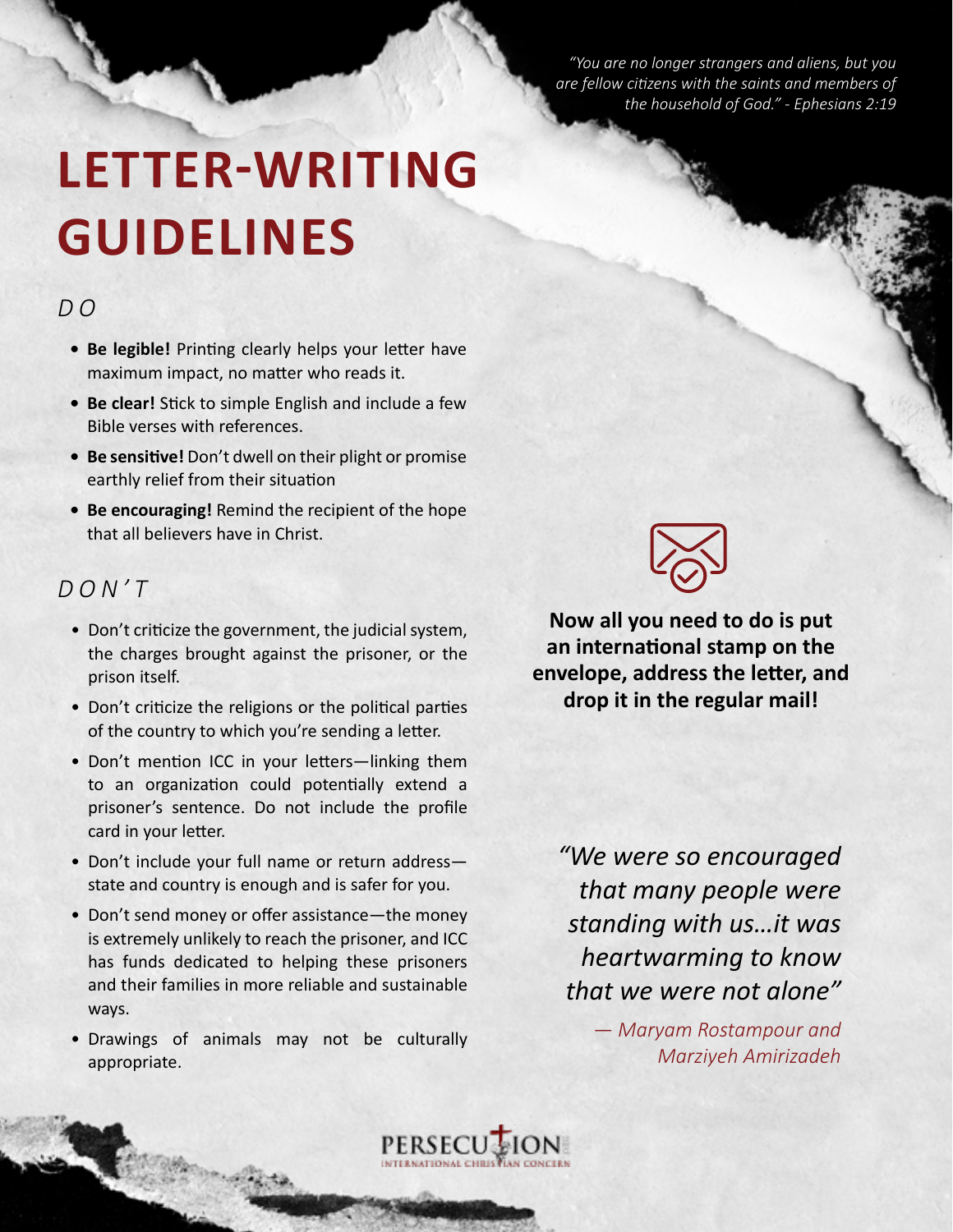*"You are no longer strangers and aliens, but you are fellow citizens with the saints and members of the household of God." - Ephesians 2:19*

# LETTER-WRITING GUIDELINES

## *DO*

- **Be legible!** Printing clearly helps your letter have maximum impact, no matter who reads it.
- **Be clear!** Stick to simple English and include a few Bible verses with references.
- **Be sensitive!** Don't dwell on their plight or promise earthly relief from their situation
- **Be encouraging!** Remind the recipient of the hope that all believers have in Christ.

## *DON'T*

- Don't criticize the government, the judicial system, the charges brought against the prisoner, or the prison itself.
- Don't criticize the religions or the political parties of the country to which you're sending a letter.
- Don't mention ICC in your letters—linking them to an organization could potentially extend a prisoner's sentence. Do not include the profile card in your letter.
- Don't include your full name or return address—state and country is enough and is safer for you.
- Don't send money or offer assistance—the money is extremely unlikely to reach the prisoner, and ICC has funds dedicated to helping these prisoners and their families in more reliable and sustainable ways.
- Drawings of animals may not be culturally appropriate.

**Now all you need to do is put an international stamp on the envelope, address the letter, and drop it in the regular mail!**

*"We were so encouraged that many people were standing with us…it was heartwarming to know that we were not alone"*

*— Maryam Rostampour and Marziyeh Amirizadeh*

PERSECUTION
INTERNATIONAL CHRISTIAN CONCERN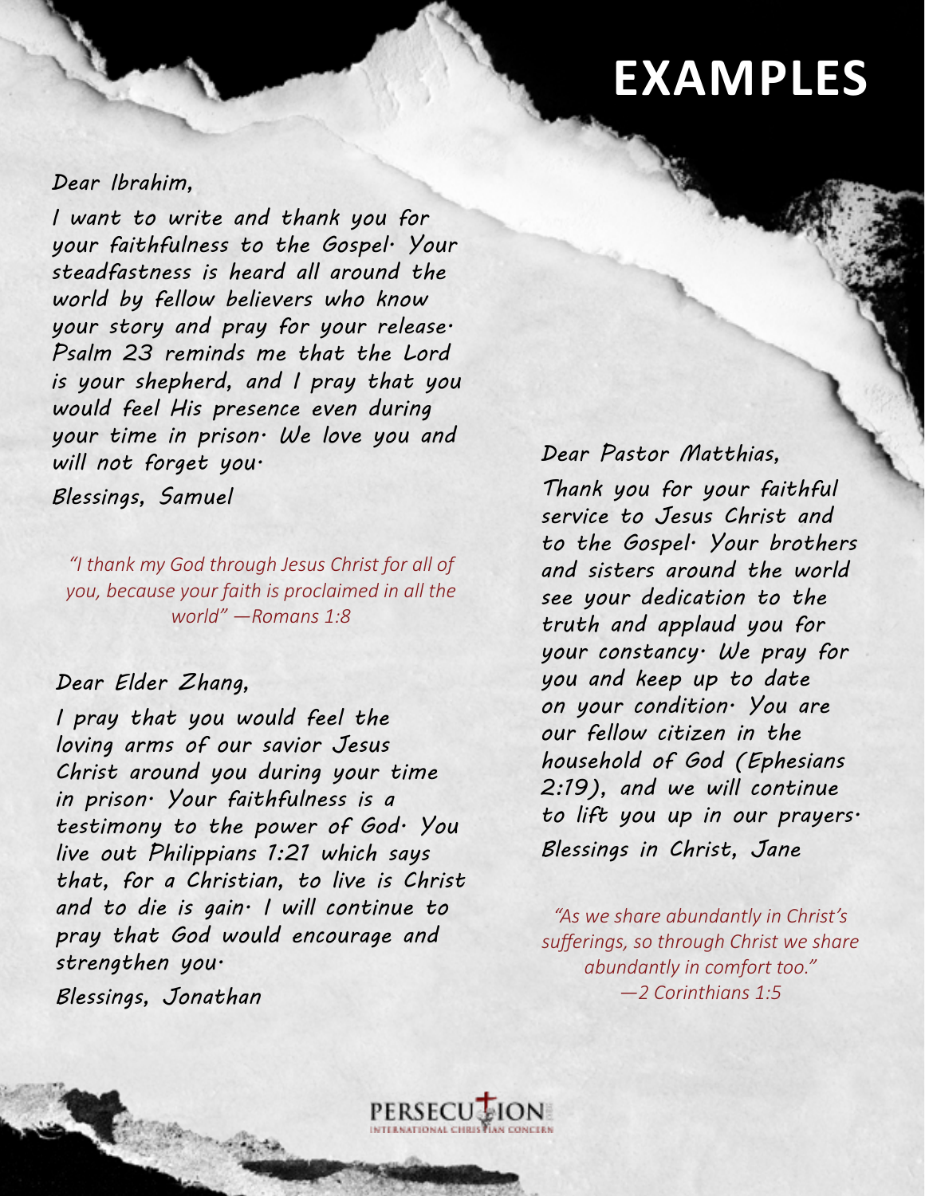# EXAMPLES

Dear Ibrahim,

I want to write and thank you for your faithfulness to the Gospel. Your steadfastness is heard all around the world by fellow believers who know your story and pray for your release. Psalm 23 reminds me that the Lord is your shepherd, and I pray that you would feel His presence even during your time in prison. We love you and will not forget you.

Blessings, Samuel

*"I thank my God through Jesus Christ for all of you, because your faith is proclaimed in all the world" —Romans 1:8*

Dear Elder Zhang,

I pray that you would feel the loving arms of our savior Jesus Christ around you during your time in prison. Your faithfulness is a testimony to the power of God. You live out Philippians 1:21 which says that, for a Christian, to live is Christ and to die is gain. I will continue to pray that God would encourage and strengthen you.

Blessings, Jonathan

Dear Pastor Matthias,

Thank you for your faithful service to Jesus Christ and to the Gospel. Your brothers and sisters around the world see your dedication to the truth and applaud you for your constancy. We pray for you and keep up to date on your condition. You are our fellow citizen in the household of God (Ephesians 2:19), and we will continue to lift you up in our prayers.

Blessings in Christ, Jane

*"As we share abundantly in Christ's sufferings, so through Christ we share abundantly in comfort too." —2 Corinthians 1:5*

PERSECUTION
INTERNATIONAL CHRISTIAN CONCERN